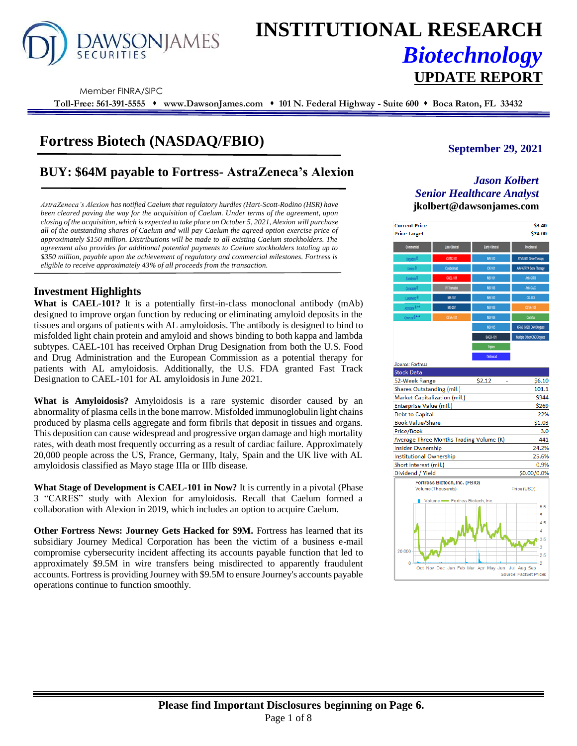# INSTITUTIONAL RESEARCH

## *Biotechnology*

## UPDATE REPORT

Member FINRA/SIPC

**Toll-Free: 561-391-5555 ♦ www.DawsonJames.com ♦ 101 N. Federal Highway - Suite 600 ♦ Boca Raton, FL 33432**

# Fortress Biotech (NASDAQ/FBIO)

**September 29, 2021**

## BUY: $64M payable to Fortress- AstraZeneca's Alexion

***Jason Kolbert***
***Senior Healthcare Analyst***
**jkolbert@dawsonjames.com**

*AstraZeneca's Alexion has notified Caelum that regulatory hurdles (Hart-Scott-Rodino (HSR) have been cleared paving the way for the acquisition of Caelum. Under terms of the agreement, upon closing of the acquisition, which is expected to take place on October 5, 2021, Alexion will purchase all of the outstanding shares of Caelum and will pay Caelum the agreed option exercise price of approximately $150 million. Distributions will be made to all existing Caelum stockholders. The agreement also provides for additional potential payments to Caelum stockholders totaling up to $350 million, payable upon the achievement of regulatory and commercial milestones. Fortress is eligible to receive approximately 43% of all proceeds from the transaction.*

### Investment Highlights

**What is CAEL-101?** It is a potentially first-in-class monoclonal antibody (mAb) designed to improve organ function by reducing or eliminating amyloid deposits in the tissues and organs of patients with AL amyloidosis. The antibody is designed to bind to misfolded light chain protein and amyloid and shows binding to both kappa and lambda subtypes. CAEL-101 has received Orphan Drug Designation from both the U.S. Food and Drug Administration and the European Commission as a potential therapy for patients with AL amyloidosis. Additionally, the U.S. FDA granted Fast Track Designation to CAEL-101 for AL amyloidosis in June 2021.

**What is Amyloidosis?** Amyloidosis is a rare systemic disorder caused by an abnormality of plasma cells in the bone marrow. Misfolded immunoglobulin light chains produced by plasma cells aggregate and form fibrils that deposit in tissues and organs. This deposition can cause widespread and progressive organ damage and high mortality rates, with death most frequently occurring as a result of cardiac failure. Approximately 20,000 people across the US, France, Germany, Italy, Spain and the UK live with AL amyloidosis classified as Mayo stage IIIa or IIIb disease.

**What Stage of Development is CAEL-101 in Now?** It is currently in a pivotal (Phase 3 "CARES" study with Alexion for amyloidosis. Recall that Caelum formed a collaboration with Alexion in 2019, which includes an option to acquire Caelum.

**Other Fortress News: Journey Gets Hacked for $9M.** Fortress has learned that its subsidiary Journey Medical Corporation has been the victim of a business e-mail compromise cybersecurity incident affecting its accounts payable function that led to approximately $9.5M in wire transfers being misdirected to apparently fraudulent accounts. Fortress is providing Journey with $9.5M to ensure Journey's accounts payable operations continue to function smoothly.

| | |
|---|---|
| **Current Price** | **$3.40** |
| **Price Target** | **$24.00** |

| Commercial | Late Clinical | Early Clinical | Preclinical |
|---|---|---|---|
| Targadox® | CUTX-101 | MB-102 | ATVS-001 Gene Therapy |
| Ximino® | Cosibelimab | CK-101 | AAV-ATP7A Gene Therapy |
| Exelderm® | CAEL-101 | MB-101 | Anti-GITR |
| Ceracade® | IV Tramadol | MB-106 | Anti-CAIX |
| Luxamend® | MB-107 | MB-103 | CK-103 |
| Accutane®** | MB-207 | MB-108 | CEVA-102 |
| Qbrexza®*** | CEVA-101 | MB-104 | CaniVax |
| | | MB-105 | KRAS G12D ONCOlogues |
| | | BAER-101 | Multiple Other ONCOlogues |
| | | Triplex | |
| | | Dotinurad | |

Source: Fortress

| Stock Data | | |
|---|---|---|
| 52-Week Range | $2.12 | $6.10 |
| Shares Outstanding (mil.) | | 101.1 |
| Market Capitalization (mil.) | | $344 |
| Enterprise Value (mil.) | | $269 |
| Debt to Capital | | 22% |
| Book Value/Share | | $1.03 |
| Price/Book | | 3.0 |
| Average Three Months Trading Volume (K) | | 441 |
| Insider Ownership | | 24.2% |
| Institutional Ownership | | 25.6% |
| Short interest (mil.) | | 0.9% |
| Dividend / Yield | | $0.00/0.0% |

Fortress Biotech, Inc. (FBIO)
Volume (Thousands) — Price (USD)
Volume — Fortress Biotech, Inc.
Source: FactSet Prices

**Please find Important Disclosures beginning on Page 6.**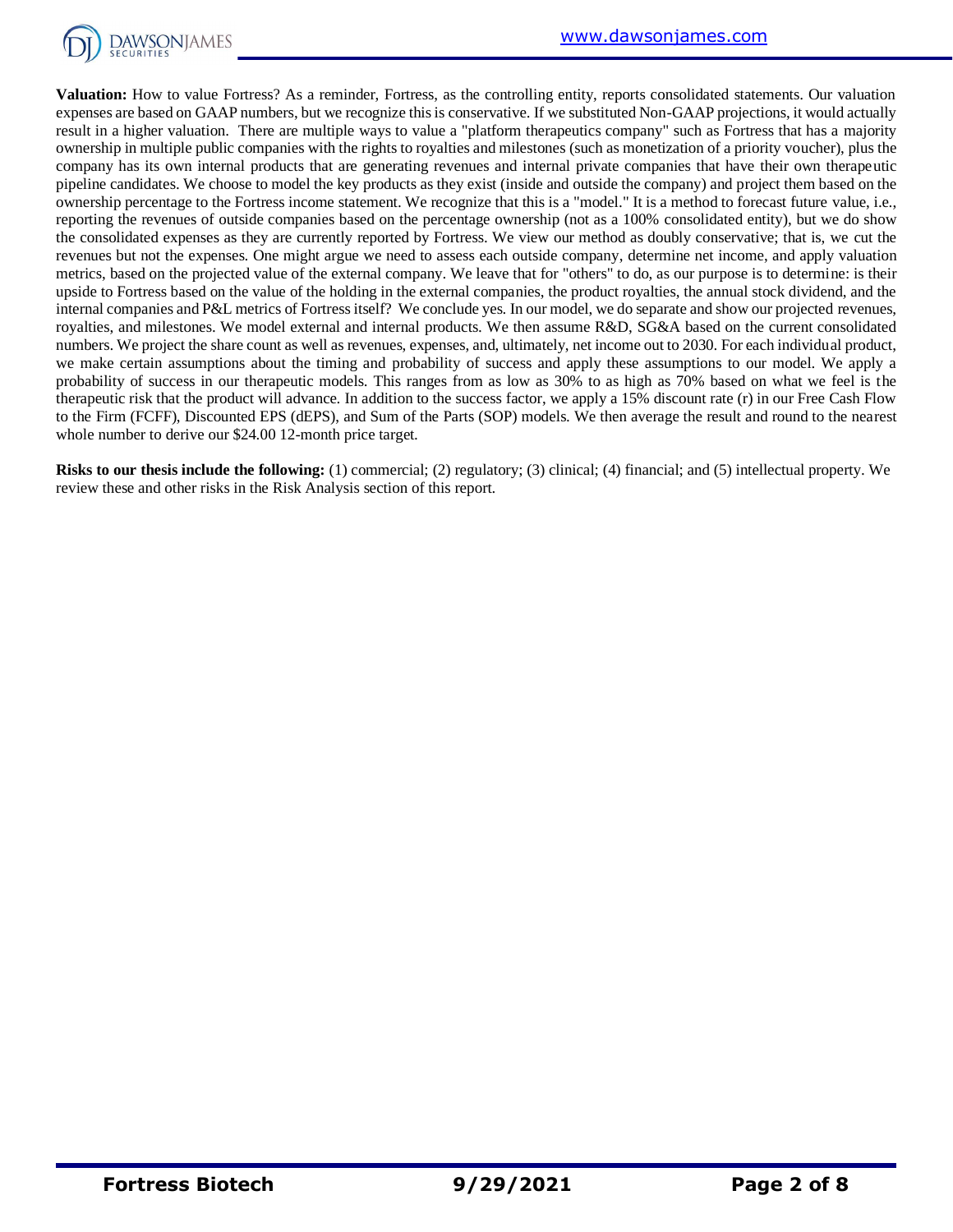**Valuation:** How to value Fortress? As a reminder, Fortress, as the controlling entity, reports consolidated statements. Our valuation expenses are based on GAAP numbers, but we recognize this is conservative. If we substituted Non-GAAP projections, it would actually result in a higher valuation. There are multiple ways to value a "platform therapeutics company" such as Fortress that has a majority ownership in multiple public companies with the rights to royalties and milestones (such as monetization of a priority voucher), plus the company has its own internal products that are generating revenues and internal private companies that have their own therapeutic pipeline candidates. We choose to model the key products as they exist (inside and outside the company) and project them based on the ownership percentage to the Fortress income statement. We recognize that this is a "model." It is a method to forecast future value, i.e., reporting the revenues of outside companies based on the percentage ownership (not as a 100% consolidated entity), but we do show the consolidated expenses as they are currently reported by Fortress. We view our method as doubly conservative; that is, we cut the revenues but not the expenses. One might argue we need to assess each outside company, determine net income, and apply valuation metrics, based on the projected value of the external company. We leave that for "others" to do, as our purpose is to determine: is their upside to Fortress based on the value of the holding in the external companies, the product royalties, the annual stock dividend, and the internal companies and P&L metrics of Fortress itself? We conclude yes. In our model, we do separate and show our projected revenues, royalties, and milestones. We model external and internal products. We then assume R&D, SG&A based on the current consolidated numbers. We project the share count as well as revenues, expenses, and, ultimately, net income out to 2030. For each individual product, we make certain assumptions about the timing and probability of success and apply these assumptions to our model. We apply a probability of success in our therapeutic models. This ranges from as low as 30% to as high as 70% based on what we feel is the therapeutic risk that the product will advance. In addition to the success factor, we apply a 15% discount rate (r) in our Free Cash Flow to the Firm (FCFF), Discounted EPS (dEPS), and Sum of the Parts (SOP) models. We then average the result and round to the nearest whole number to derive our $24.00 12-month price target.

**Risks to our thesis include the following:** (1) commercial; (2) regulatory; (3) clinical; (4) financial; and (5) intellectual property. We review these and other risks in the Risk Analysis section of this report.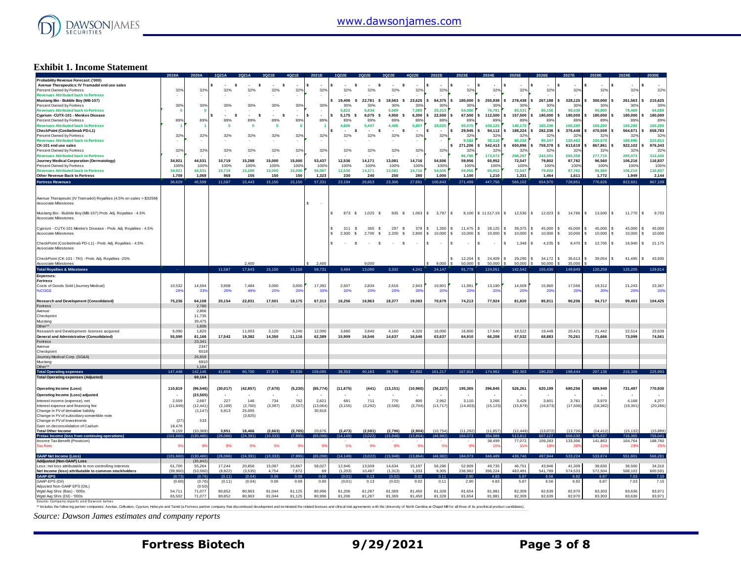## Exhibit 1. Income Statement

| | 2019A | 2020A | 1Q21A | 2Q21A | 3Q21E | 4Q21E | 2021E | 1Q22E | 2Q22E | 3Q22E | 4Q22E | 2022E | 2023E | 2024E | 2025E | 2026E | 2027E | 2028E | 2029E | 2030E |
|---|---|---|---|---|---|---|---|---|---|---|---|---|---|---|---|---|---|---|---|---|
| **Probability Revenue Forecast: ('000)** | | | | | | | | | | | | | | | | | | | | |
| **Avenue Therapeutics: IV Tramadol end use sales** | | | $ - | $ - | $ - | $ - | $ - | $ - | $ - | $ - | $ - | $ - | $ - | $ - | $ - | $ - | $ - | $ - | $ - | $ - |
| Percent Owned by Fortress | 32% | 32% | 32% | 32% | 32% | 32% | 32% | 32% | 32% | 32% | 32% | 32% | 32% | 32% | 32% | 32% | 32% | 32% | 32% | 32% |
| **Revenues Attributed back to Fortress** | - | - | - | - | - | - | - | - | - | - | - | - | - | - | - | - | - | - | - | - |
| **Mustang Bio - Bubble Boy (MB-107)** | | | | | | | | $ 19,406 | $ 22,781 | $ 18,563 | $ 23,625 | $ 84,375 | $ 180,000 | $ 255,938 | $ 278,438 | $ 267,188 | $ 328,125 | $ 300,000 | $ 261,563 | $ 215,625 |
| Percent Owned by Fortress | 30% | 30% | 30% | 30% | 30% | 30% | 30% | 30% | 30% | 30% | 30% | 30% | 30% | 30% | 30% | 30% | 30% | 30% | 30% | 30% |
| **Revenues Attributed back to Fortress** | 0 | 0 | - | - | - | - | - | 5,822 | 6,834 | 5,569 | 7,088 | 25,313 | 54,000 | 76,781 | 83,531 | 80,156 | 98,438 | 90,000 | 78,469 | 64,688 |
| **Cyprium -CUTX-101 - Menkes Disease** | | | $ - | $ - | $ - | $ - | $ - | $ 5,175 | $ 6,075 | $ 4,950 | $ 6,300 | $ 22,500 | $ 67,500 | $ 112,500 | $ 157,500 | $ 180,000 | $ 180,000 | $ 180,000 | $ 180,000 | $ 180,000 |
| Percent Owned by Fortress | 89% | 89% | 89% | 89% | 89% | 89% | 89% | 89% | 89% | 89% | 89% | 89% | 89% | 89% | 89% | 89% | 89% | 89% | 89% | 89% |
| **Revenues Attributed back to Fortress** | 1 | 1 | 0 | 0 | 0 | 0 | 1 | 4,606 | 5,407 | 4,406 | 5,607 | 20,025 | 60,075 | 100,125 | 140,175 | 160,200 | 160,200 | 160,200 | 160,200 | 160,200 |
| **CheckPoint (Cosibelimab PD-L1)** | | | | | | | | $ - | $ - | $ - | $ - | $ - | $ 29,945 | $ 94,112 | $ 188,224 | $ 282,336 | $ 376,448 | $ 470,559 | $ 564,671 | $ 658,783 |
| Percent Owned by Fortress | 32% | 32% | 32% | 32% | 32% | 32% | 32% | 32% | 32% | 32% | 32% | 32% | 32% | 32% | 32% | 32% | 32% | 32% | 32% | 32% |
| **Revenues Attributed back to Fortress** | - | - | - | - | - | - | - | - | - | - | - | - | 9,582 | 30,116 | 60,232 | 90,347 | 120,463 | 150,579 | 180,695 | 210,811 |
| **CK-101 end use sales** | | | | | | | | | | | | | $ 271,206 | $ 542,413 | $ 650,896 | $ 759,378 | $ 813,619 | $ 867,861 | $ 922,102 | $ 976,343 |
| Percent Owned by Fortress | 32% | 32% | 32% | 32% | 32% | 32% | 32% | 32% | 32% | 32% | 32% | 32% | 32% | 32% | 32% | 32% | 32% | 32% | 32% | 32% |
| **Revenues Attributed back to Fortress** | - | - | - | - | - | - | - | - | - | - | - | - | 86,786 | 173,572 | 208,287 | 243,001 | 260,358 | 277,715 | 295,073 | 312,430 |
| **Journey Medical Corporation (Dermatology)** | 34,921 | 44,531 | 10,719 | 15,288 | 15,000 | 15,000 | 53,437 | 12,536 | 14,171 | 13,081 | 14,716 | 54,506 | 59,956 | 65,952 | 72,547 | 79,802 | 87,782 | 96,560 | 106,216 | 116,837 |
| Percent Owned by Fortress | 100% | 100% | 100% | 100% | 100% | 100% | 100% | 100% | 100% | 100% | 100% | 100% | 100% | 100% | 100% | 100% | 100% | 100% | 100% | 100% |
| **Revenues Attributed back to Fortress** | 34,921 | 44,531 | 10,719 | 15,288 | 15,000 | 15,000 | 56,007 | 12,536 | 14,171 | 13,081 | 14,716 | 54,506 | 59,956 | 65,952 | 72,547 | 79,802 | 87,782 | 96,560 | 106,216 | 116,837 |
| **Other Revenue Back to Fortress** | 1,708 | 1,068 | 868 | 155 | 150 | 150 | 1,323 | 230 | 240 | 250 | 280 | 1,000 | 1,100 | 1,210 | 1,331 | 1,464 | 1,611 | 1,772 | 1,949 | 2,144 |
| **Fortress Revenues** | 36,629 | 45,599 | 11,587 | 15,443 | 15,150 | 15,150 | 57,331 | 23,194 | 26,653 | 23,306 | 27,691 | 100,843 | 271,499 | 447,756 | 566,102 | 654,970 | 728,851 | 776,826 | 822,601 | 867,109 |
| Avenue Therapeutic (IV Tramadol) Royalties (4.5% on sales > $325M) | | | | | | | | | | | | | | | | | | | | |
| Associate Milestones | | | | | | | $ - | | | | | | | | | | | | | |
| Mustang Bio - Bubble Boy (MB-107) Prob. Adj. Royalties - 4.5% | | | | | | | | $ 873 | $ 1,025 | $ 835 | $ 1,063 | $ 3,797 | $ 8,100 | $ 11,517.19 | $ 12,530 | $ 12,023 | $ 14,766 | $ 13,500 | $ 11,770 | $ 9,703 |
| Associate Milestones | | | | | | | | | | | | | | | | | | | | |
| Cyprium - CUTX-101 Menke's Disease - Prob. Adj. Royalties - 4.5% | | | | | | | | $ 311 | $ 365 | $ 297 | $ 378 | $ 1,350 | $ 11,475 | $ 28,125 | $ 39,375 | $ 45,000 | $ 45,000 | $ 45,000 | $ 45,000 | $ 45,000 |
| Associate Milestones | | | | | | | | $ 2,300 | $ 2,700 | $ 2,200 | $ 2,800 | $ 10,000 | $ 10,000 | $ 10,000 | $ 10,000 | $ 10,000 | $ 10,000 | $ 10,000 | $ 10,000 | $ 10,000 |
| CheckPoint (Cosibelimab PD-L1) - Prob. Adj. Royalties - 4.5% | | | | | | | | $ - | $ - | $ - | $ - | $ - | $ - | $ - | $ 1,348 | $ 4,235 | $ 8,470 | $ 12,705 | $ 16,940 | $ 21,175 |
| Associate Milestones | | | | | | | | | | | | | | | | | | | | |
| CheckPoint (CK-101 - TKI) - Prob. Adj. Royalties -25% | | | | | | | | | | | | | $ 12,204 | $ 24,409 | $ 29,290 | $ 34,172 | $ 36,613 | $ 39,054 | $ 41,495 | $ 43,935 |
| Associate Milestones | | | | 2,400 | | | $ 2,400 | | 9,000 | | | $ 9,000 | $ 50,000 | $ 50,000 | $ 50,000 | $ 50,000 | $ 35,000 | $ - | | |
| **Total Royalties & Milestones** | - | | 11,587 | 17,843 | 15,150 | 15,150 | 59,731 | 3,484 | 13,090 | 3,332 | 4,241 | 24,147 | 91,779 | 124,051 | 142,542 | 155,430 | 149,849 | 120,259 | 125,205 | 129,814 |
| **Expenses:** | | | | | | | | | | | | | | | | | | | | |
| ***Fortress*** | | | | | | | | | | | | | | | | | | | | |
| Costs of Goods Sold (Journey Medical) | 10,532 | 14,594 | 3,908 | 7,484 | 3,000 | 3,000 | 17,392 | 2,507 | 2,834 | 2,616 | 2,943 | 10,901 | 11,991 | 13,190 | 14,509 | 15,960 | 17,556 | 19,312 | 21,243 | 23,367 |
| %COGS | 29% | 33% | 20% | 49% | 20% | 20% | 33% | 20% | 20% | 20% | 20% | 20% | 20% | 20% | 20% | 20% | 20% | 20% | 20% | 20% |
| **Research and Development (Consolidated)** | 75,236 | 64,108 | 20,154 | 22,831 | 17,501 | 18,175 | 67,313 | 16,256 | 16,963 | 18,377 | 19,083 | 70,679 | 74,213 | 77,924 | 81,820 | 85,911 | 90,206 | 94,717 | 99,453 | 104,425 |
| Fortress | | 2,780 | | - | - | - | - | | | | | | | | | | | | | |
| Avenue | | 2,866 | | | | | | | | | | | | | | | | | | |
| Checkpoint | | 11,735 | | | | | | | | | | | | | | | | | | |
| Mustang | | 39,475 | | | | | | | | | | | | | | | | | | |
| Other** | | 1,606 | | | | | | | | | | | | | | | | | | |
| Research and Development- licenses acquired | 6,090 | 1,820 | | 11,003 | 3,120 | 3,240 | 12,000 | 3,680 | 3,840 | 4,160 | 4,320 | 16,000 | 16,800 | 17,640 | 18,522 | 19,448 | 20,421 | 21,442 | 22,514 | 23,639 |
| **General and Administrative (Consolidated)** | 55,590 | 61,166 | 17,542 | 19,382 | 14,350 | 11,116 | 62,389 | 15,909 | 16,546 | 14,637 | 16,546 | 63,637 | 64,910 | 66,208 | 67,532 | 68,883 | 70,261 | 71,666 | 73,099 | 74,561 |
| Fortress | | 23,341 | | | | | | | | | | | | | | | | | | |
| Avenue | | 2347 | | | | | | | | | | | | | | | | | | |
| Checkpoint | | 6518 | | | | | | | | | | | | | | | | | | |
| Journey Medical Corp. (SG&A) | | 25,659 | | | | | | | | | | | | | | | | | | |
| Mustang | | 6810 | | | | | | | | | | | | | | | | | | |
| Other** | | 1,184 | | | | | | | | | | | | | | | | | | |
| **Total Operating expenses** | 147,448 | 142,146 | 41,604 | 60,700 | 37,971 | 35,530 | 159,095 | 38,353 | 40,183 | 39,789 | 42,892 | 161,217 | 167,914 | 174,962 | 182,383 | 190,202 | 198,444 | 207,136 | 216,308 | 225,993 |
| **Total Operating Expenses (Adjusted)** | | 69,164 | | | | | | | | | | | | | | | | | | |
| **Operating Income (Loss)** | 110,819 | (96,546) | (30,017) | (42,857) | (7,670) | (5,230) | (85,774) | (11,675) | (441) | (13,151) | (10,960) | (36,227) | 195,365 | 396,845 | 526,261 | 620,199 | 680,256 | 689,949 | 731,497 | 770,930 |
| **Operating Income (Loss) adjusted** | - | (23,565) | - | - | - | - | - | - | - | - | - | - | - | - | - | - | - | - | - | - |
| Interest income (expense), net | 2,559 | 2,687 | 227 | 146 | 734 | 762 | 2,821 | 681 | 711 | 770 | 800 | 2,962 | 3,110 | 3,266 | 3,429 | 3,601 | 3,781 | 3,970 | 4,168 | 4,377 |
| Interest expense and financing fee | (11,849) | (12,441) | (2,189) | (2,760) | (3,397) | (3,527) | (13,064) | (3,155) | (3,292) | (3,566) | (3,704) | (13,717) | (14,403) | (15,123) | (15,879) | (16,673) | (17,506) | (18,382) | (19,301) | (20,266) |
| Change in FV of derivative liability | | (1,147) | 5,913 | 25,005 | | | 30,918 | | | | | | | | | | | | | |
| Change in FV of subsidiary convertible note | | | | (3,925) | | | | | | | | | | | | | | | | |
| Change in FV of investments | (27) | 533 | | | | | | | | | | | | | | | | | | |
| Gain on deconsolidation of Caelum | 18,476 | | | | | | | | | | | | | | | | | | | |
| **Total Other Income** | 9,159 | (10,369) | 3,951 | 18,466 | (2,663) | (2,765) | 20,676 | (2,473) | (2,581) | (2,796) | (2,904) | (10,754) | (11,292) | (11,857) | (12,449) | (13,072) | (13,726) | (14,412) | (15,132) | (15,889) |
| **Pretax Income (loss from continuing operations)** | (101,660) | (130,480) | (26,066) | (24,391) | (10,333) | (7,995) | (65,098) | (14,149) | (3,022) | (15,948) | (13,864) | (46,982) | 184,073 | 384,988 | 513,812 | 607,127 | 666,530 | 675,537 | 716,365 | 755,041 |
| Income Tax Benefit (Provision) | | | | | | | - | - | | | | - | - | 38,499 | 77,072 | 109,283 | 133,306 | 141,863 | 164,764 | 188,760 |
| Tax Rate | 0% | 0% | 0% | 0% | 0% | 0% | 0% | 0% | 0% | 0% | 0% | 0% | 0% | 10% | 15% | 18% | 20% | 21% | 23% | 25% |
| **GAAP Net Income (Loss)** | (101,660) | (130,480) | (26,066) | (24,391) | (10,333) | (7,995) | (65,098) | (14,149) | (3,022) | (15,948) | (13,864) | (46,982) | 184,073 | 346,489 | 436,740 | 497,844 | 533,224 | 533,674 | 551,601 | 566,281 |
| **Adjudsted (Non-GAAP) Loss** | | (35,842) | | | | | | | | | | | | | | | | | | |
| Less: net loss attributable to non-controlling interests | 61,700 | 55,264 | 17,244 | 20,856 | 15,087 | 15,667 | 58,027 | 12,946 | 13,509 | 14,634 | 15,197 | 56,286 | 52,909 | 49,735 | 46,751 | 43,944 | 41,309 | 38,830 | 36,500 | 34,310 |
| **Net Income (loss) attributable to common stockholders** | (39,960) | (53,560) | (8,822) | (3,535) | 4,754 | 7,672 | 69 | (1,203) | 10,487 | (1,313) | 1,333 | 9,305 | 236,982 | 396,224 | 483,491 | 541,789 | 574,533 | 572,504 | 588,102 | 600,591 |
| **GAAP-EPS** | (0.73) | (0.76) | (0.11) | (0.04) | 0.06 | 0.09 | 0.00 | (0.01) | 0.13 | (0.02) | 0.02 | 0.11 | 2.90 | 4.83 | 5.87 | 6.56 | 6.92 | 6.87 | 7.03 | 7.15 |
| GAAP-EPS (Dil) | (0.60) | (0.76) | (0.11) | (0.04) | 0.06 | 0.09 | 0.00 | (0.01) | 0.13 | (0.02) | 0.02 | 0.11 | 2.90 | 4.83 | 5.87 | 6.56 | 6.92 | 6.87 | 7.03 | 7.15 |
| Adjusted Non-GAAP EPS (DIL) | | (0.50) | | | | | | | | | | | | | | | | | | |
| Wgtd Avg Shrs (Bas) - '000s | 54,711 | 71,077 | 80,852 | 80,963 | 81,044 | 81,125 | 80,996 | 81,206 | 81,287 | 81,369 | 81,450 | 81,328 | 81,654 | 81,981 | 82,309 | 82,639 | 82,970 | 83,303 | 83,636 | 83,971 |
| Wgtd Avg Shrs (Dil) - '000s | 65,502 | 71,077 | 80,852 | 80,963 | 81,044 | 81,125 | 80,996 | 81,206 | 81,287 | 81,369 | 81,450 | 81,328 | 81,654 | 81,981 | 82,309 | 82,639 | 82,970 | 83,303 | 83,636 | 83,971 |

Source: Company reports and Dawson James

** Includes the following partner companies: Aevitas, Cellvation, Cyprium, Helocyte and Tamid (a Fortress partner company that discontinued development and terminated the related licenses and clinical trial agreements with the University of North Carolina at Chapel Hill for all three of its preclinical product candidates).

*Source: Dawson James estimates and company reports*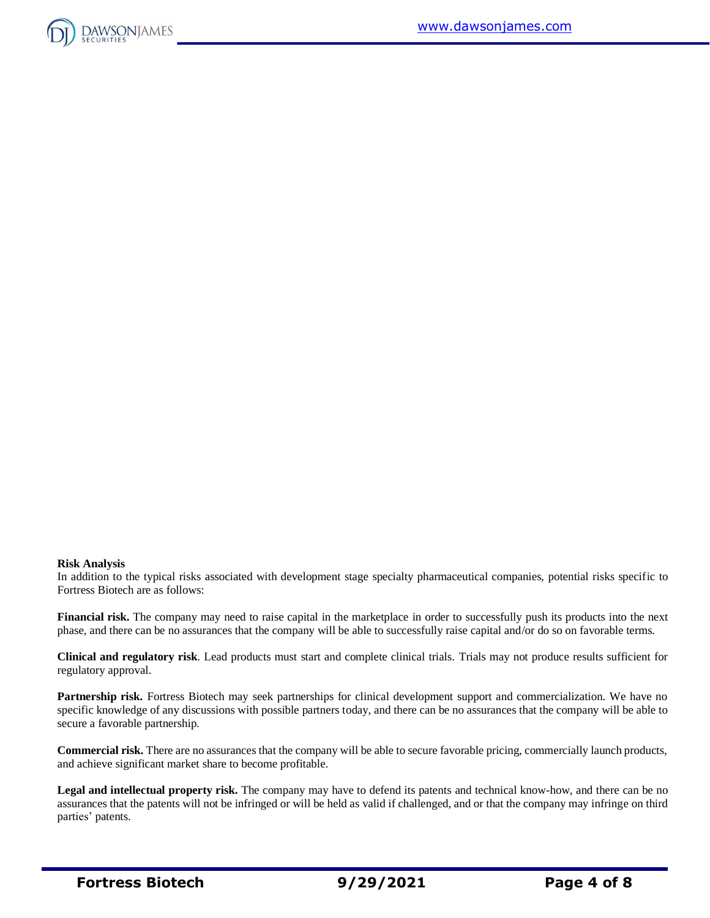**Risk Analysis**

In addition to the typical risks associated with development stage specialty pharmaceutical companies, potential risks specific to Fortress Biotech are as follows:

**Financial risk.** The company may need to raise capital in the marketplace in order to successfully push its products into the next phase, and there can be no assurances that the company will be able to successfully raise capital and/or do so on favorable terms.

**Clinical and regulatory risk**. Lead products must start and complete clinical trials. Trials may not produce results sufficient for regulatory approval.

**Partnership risk.** Fortress Biotech may seek partnerships for clinical development support and commercialization. We have no specific knowledge of any discussions with possible partners today, and there can be no assurances that the company will be able to secure a favorable partnership.

**Commercial risk.** There are no assurances that the company will be able to secure favorable pricing, commercially launch products, and achieve significant market share to become profitable.

**Legal and intellectual property risk.** The company may have to defend its patents and technical know-how, and there can be no assurances that the patents will not be infringed or will be held as valid if challenged, and or that the company may infringe on third parties' patents.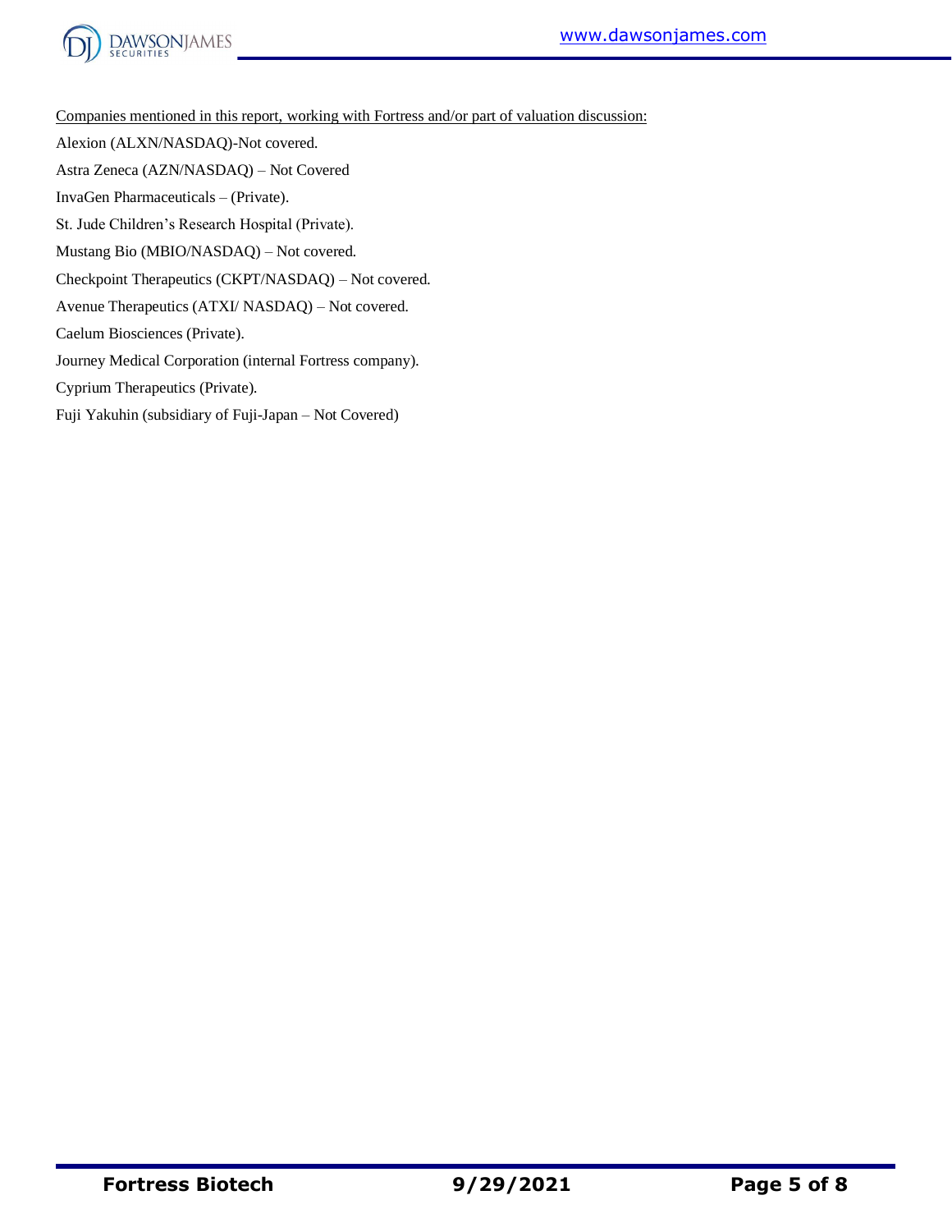Companies mentioned in this report, working with Fortress and/or part of valuation discussion:

Alexion (ALXN/NASDAQ)-Not covered.

Astra Zeneca (AZN/NASDAQ) – Not Covered

InvaGen Pharmaceuticals – (Private).

St. Jude Children's Research Hospital (Private).

Mustang Bio (MBIO/NASDAQ) – Not covered.

Checkpoint Therapeutics (CKPT/NASDAQ) – Not covered.

Avenue Therapeutics (ATXI/ NASDAQ) – Not covered.

Caelum Biosciences (Private).

Journey Medical Corporation (internal Fortress company).

Cyprium Therapeutics (Private).

Fuji Yakuhin (subsidiary of Fuji-Japan – Not Covered)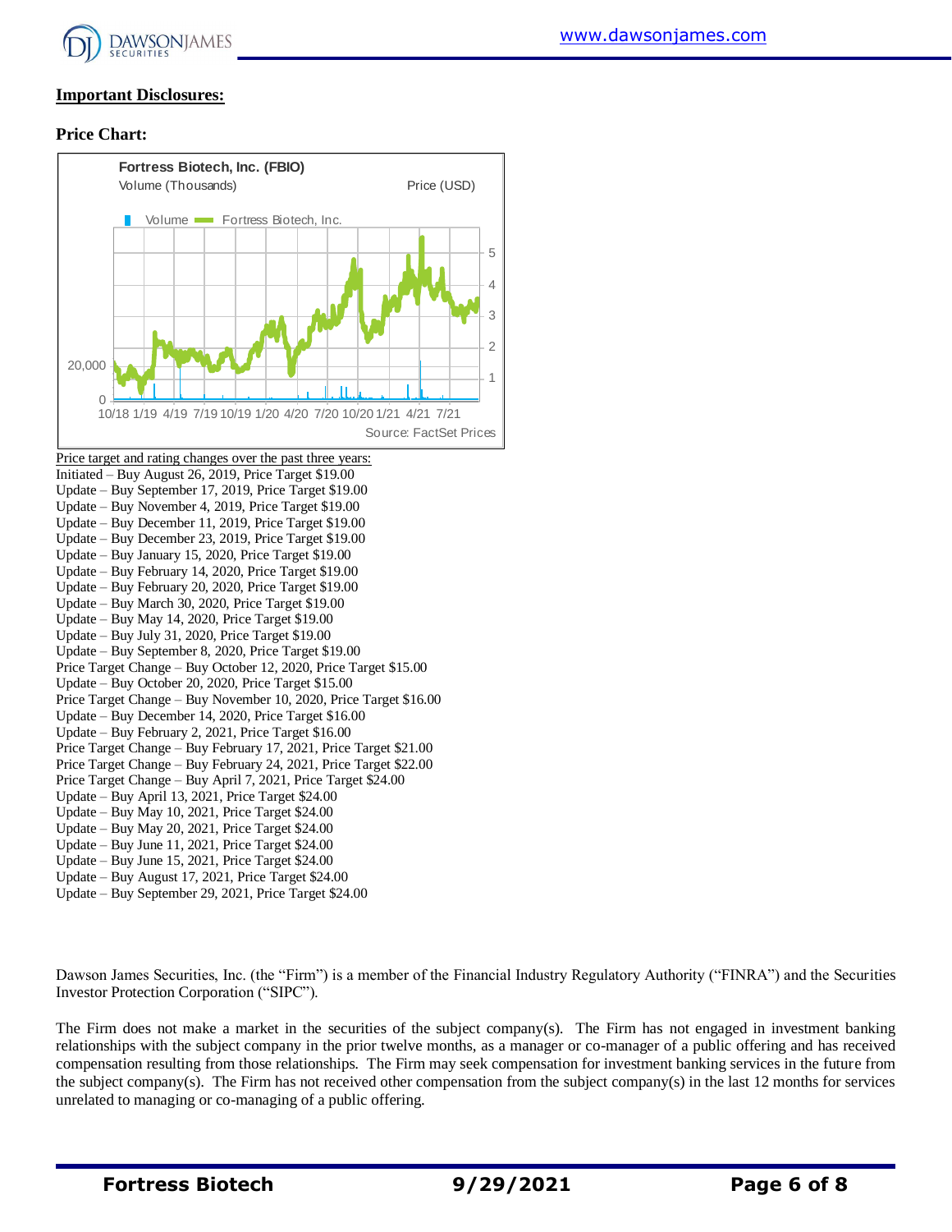**Important Disclosures:**

**Price Chart:**

Fortress Biotech, Inc. (FBIO)

Volume (Thousands) Price (USD)

Volume Fortress Biotech, Inc.

Source: FactSet Prices

Price target and rating changes over the past three years:

Initiated – Buy August 26, 2019, Price Target $19.00
Update – Buy September 17, 2019, Price Target $19.00
Update – Buy November 4, 2019, Price Target $19.00
Update – Buy December 11, 2019, Price Target $19.00
Update – Buy December 23, 2019, Price Target $19.00
Update – Buy January 15, 2020, Price Target $19.00
Update – Buy February 14, 2020, Price Target $19.00
Update – Buy February 20, 2020, Price Target $19.00
Update – Buy March 30, 2020, Price Target $19.00
Update – Buy May 14, 2020, Price Target $19.00
Update – Buy July 31, 2020, Price Target $19.00
Update – Buy September 8, 2020, Price Target $19.00
Price Target Change – Buy October 12, 2020, Price Target $15.00
Update – Buy October 20, 2020, Price Target $15.00
Price Target Change – Buy November 10, 2020, Price Target $16.00
Update – Buy December 14, 2020, Price Target $16.00
Update – Buy February 2, 2021, Price Target $16.00
Price Target Change – Buy February 17, 2021, Price Target $21.00
Price Target Change – Buy February 24, 2021, Price Target $22.00
Price Target Change – Buy April 7, 2021, Price Target $24.00
Update – Buy April 13, 2021, Price Target $24.00
Update – Buy May 10, 2021, Price Target $24.00
Update – Buy May 20, 2021, Price Target $24.00
Update – Buy June 11, 2021, Price Target $24.00
Update – Buy June 15, 2021, Price Target $24.00
Update – Buy August 17, 2021, Price Target $24.00
Update – Buy September 29, 2021, Price Target $24.00

Dawson James Securities, Inc. (the "Firm") is a member of the Financial Industry Regulatory Authority ("FINRA") and the Securities Investor Protection Corporation ("SIPC").

The Firm does not make a market in the securities of the subject company(s). The Firm has not engaged in investment banking relationships with the subject company in the prior twelve months, as a manager or co-manager of a public offering and has received compensation resulting from those relationships. The Firm may seek compensation for investment banking services in the future from the subject company(s). The Firm has not received other compensation from the subject company(s) in the last 12 months for services unrelated to managing or co-managing of a public offering.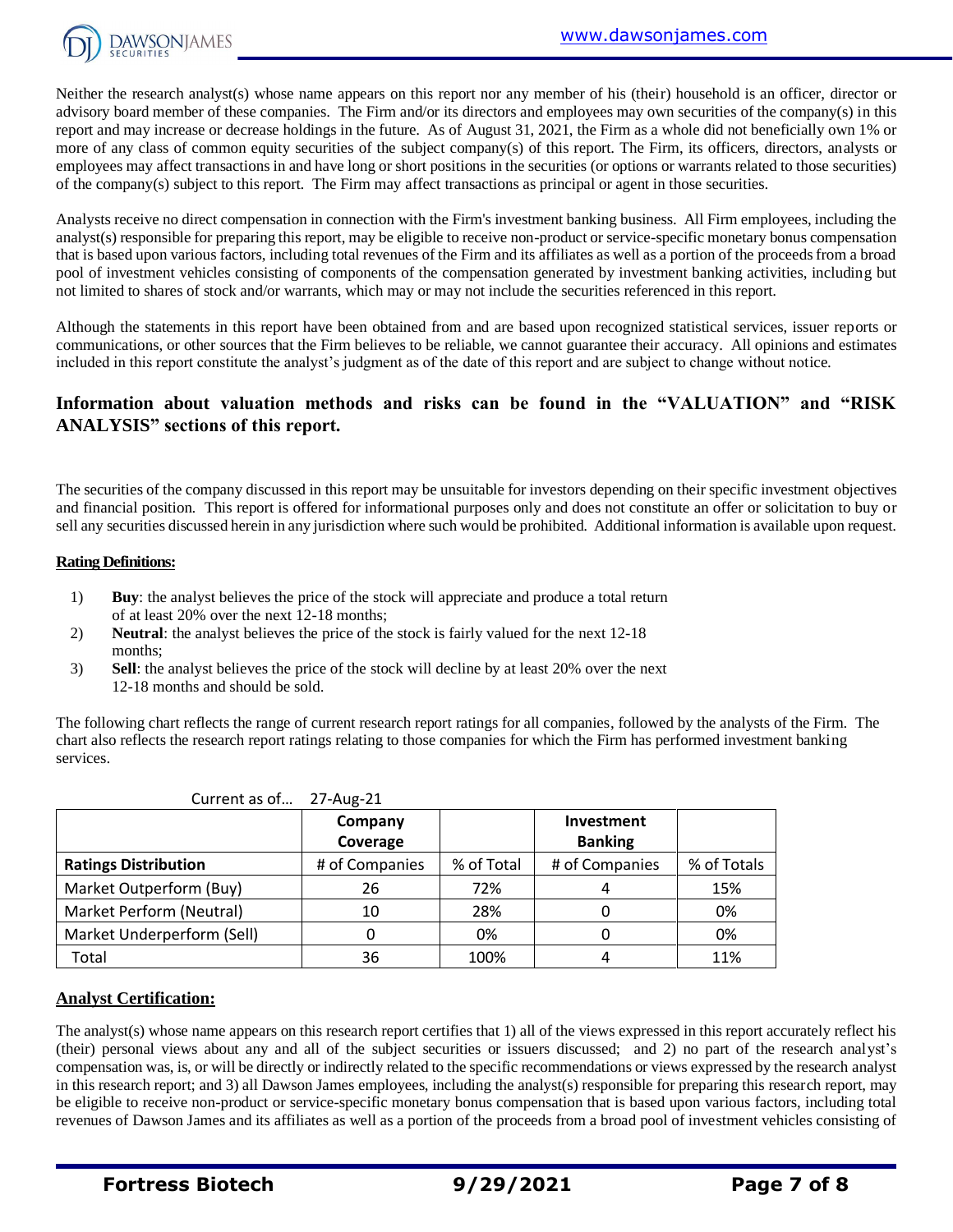Neither the research analyst(s) whose name appears on this report nor any member of his (their) household is an officer, director or advisory board member of these companies. The Firm and/or its directors and employees may own securities of the company(s) in this report and may increase or decrease holdings in the future. As of August 31, 2021, the Firm as a whole did not beneficially own 1% or more of any class of common equity securities of the subject company(s) of this report. The Firm, its officers, directors, analysts or employees may affect transactions in and have long or short positions in the securities (or options or warrants related to those securities) of the company(s) subject to this report. The Firm may affect transactions as principal or agent in those securities.

Analysts receive no direct compensation in connection with the Firm's investment banking business. All Firm employees, including the analyst(s) responsible for preparing this report, may be eligible to receive non-product or service-specific monetary bonus compensation that is based upon various factors, including total revenues of the Firm and its affiliates as well as a portion of the proceeds from a broad pool of investment vehicles consisting of components of the compensation generated by investment banking activities, including but not limited to shares of stock and/or warrants, which may or may not include the securities referenced in this report.

Although the statements in this report have been obtained from and are based upon recognized statistical services, issuer reports or communications, or other sources that the Firm believes to be reliable, we cannot guarantee their accuracy. All opinions and estimates included in this report constitute the analyst's judgment as of the date of this report and are subject to change without notice.

**Information about valuation methods and risks can be found in the "VALUATION" and "RISK ANALYSIS" sections of this report.**

The securities of the company discussed in this report may be unsuitable for investors depending on their specific investment objectives and financial position. This report is offered for informational purposes only and does not constitute an offer or solicitation to buy or sell any securities discussed herein in any jurisdiction where such would be prohibited. Additional information is available upon request.

**Rating Definitions:**

1) **Buy**: the analyst believes the price of the stock will appreciate and produce a total return of at least 20% over the next 12-18 months;
2) **Neutral**: the analyst believes the price of the stock is fairly valued for the next 12-18 months;
3) **Sell**: the analyst believes the price of the stock will decline by at least 20% over the next 12-18 months and should be sold.

The following chart reflects the range of current research report ratings for all companies, followed by the analysts of the Firm. The chart also reflects the research report ratings relating to those companies for which the Firm has performed investment banking services.

Current as of... 27-Aug-21

| | Company Coverage | | Investment Banking | |
|---|---|---|---|---|
| **Ratings Distribution** | # of Companies | % of Total | # of Companies | % of Totals |
| Market Outperform (Buy) | 26 | 72% | 4 | 15% |
| Market Perform (Neutral) | 10 | 28% | 0 | 0% |
| Market Underperform (Sell) | 0 | 0% | 0 | 0% |
| Total | 36 | 100% | 4 | 11% |

**Analyst Certification:**

The analyst(s) whose name appears on this research report certifies that 1) all of the views expressed in this report accurately reflect his (their) personal views about any and all of the subject securities or issuers discussed; and 2) no part of the research analyst's compensation was, is, or will be directly or indirectly related to the specific recommendations or views expressed by the research analyst in this research report; and 3) all Dawson James employees, including the analyst(s) responsible for preparing this research report, may be eligible to receive non-product or service-specific monetary bonus compensation that is based upon various factors, including total revenues of Dawson James and its affiliates as well as a portion of the proceeds from a broad pool of investment vehicles consisting of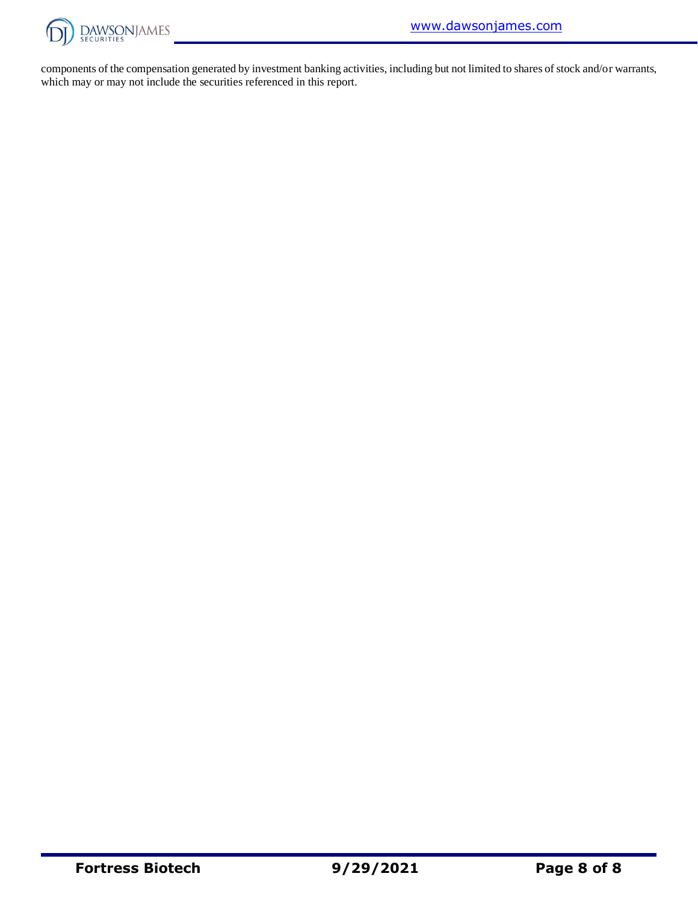components of the compensation generated by investment banking activities, including but not limited to shares of stock and/or warrants, which may or may not include the securities referenced in this report.